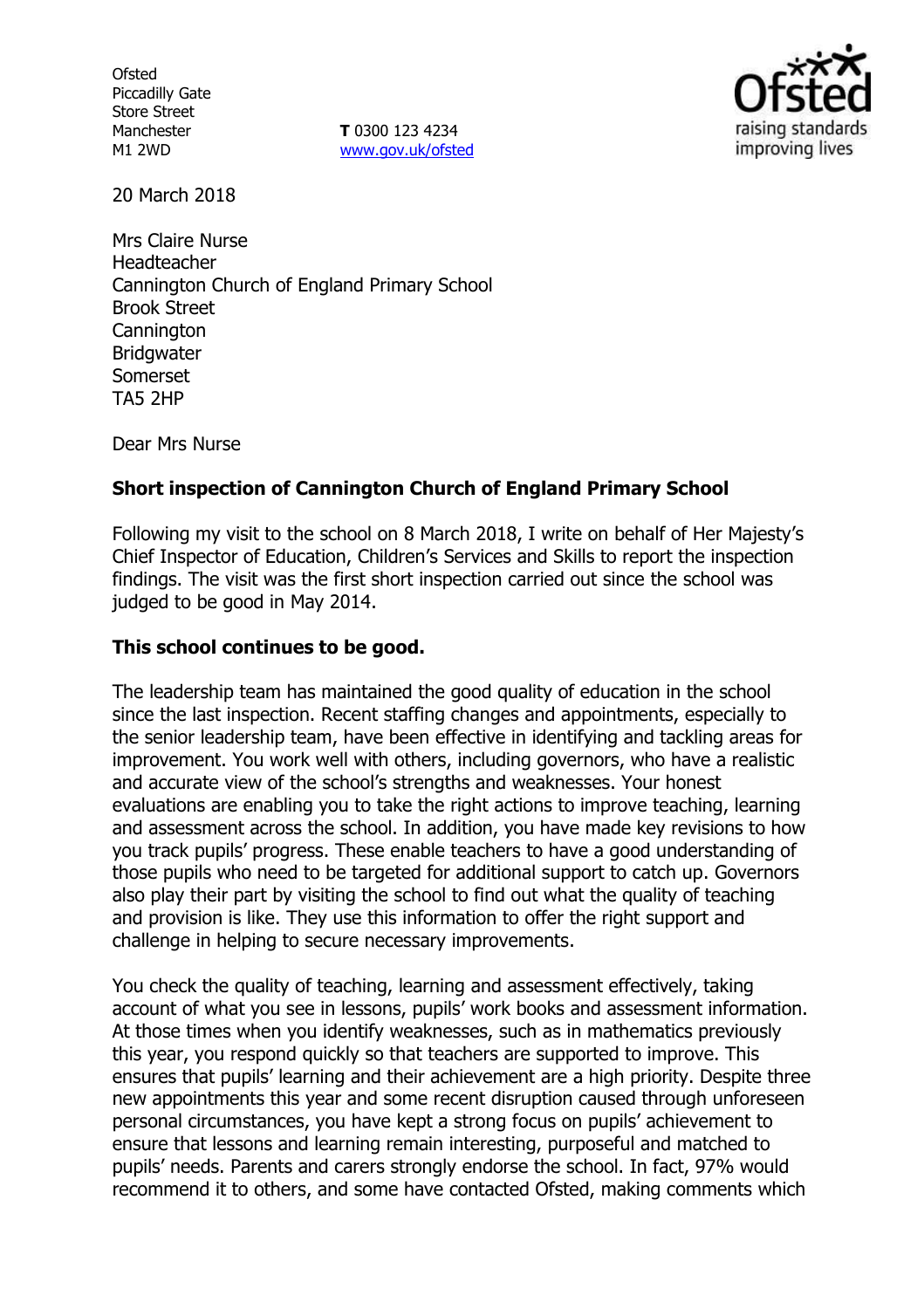Ofsted
Piccadilly Gate
Store Street
Manchester
M1 2WD

**T** 0300 123 4234
www.gov.uk/ofsted

20 March 2018

Mrs Claire Nurse
Headteacher
Cannington Church of England Primary School
Brook Street
Cannington
Bridgwater
Somerset
TA5 2HP

Dear Mrs Nurse

**Short inspection of Cannington Church of England Primary School**

Following my visit to the school on 8 March 2018, I write on behalf of Her Majesty's Chief Inspector of Education, Children's Services and Skills to report the inspection findings. The visit was the first short inspection carried out since the school was judged to be good in May 2014.

**This school continues to be good.**

The leadership team has maintained the good quality of education in the school since the last inspection. Recent staffing changes and appointments, especially to the senior leadership team, have been effective in identifying and tackling areas for improvement. You work well with others, including governors, who have a realistic and accurate view of the school's strengths and weaknesses. Your honest evaluations are enabling you to take the right actions to improve teaching, learning and assessment across the school. In addition, you have made key revisions to how you track pupils' progress. These enable teachers to have a good understanding of those pupils who need to be targeted for additional support to catch up. Governors also play their part by visiting the school to find out what the quality of teaching and provision is like. They use this information to offer the right support and challenge in helping to secure necessary improvements.

You check the quality of teaching, learning and assessment effectively, taking account of what you see in lessons, pupils' work books and assessment information. At those times when you identify weaknesses, such as in mathematics previously this year, you respond quickly so that teachers are supported to improve. This ensures that pupils' learning and their achievement are a high priority. Despite three new appointments this year and some recent disruption caused through unforeseen personal circumstances, you have kept a strong focus on pupils' achievement to ensure that lessons and learning remain interesting, purposeful and matched to pupils' needs. Parents and carers strongly endorse the school. In fact, 97% would recommend it to others, and some have contacted Ofsted, making comments which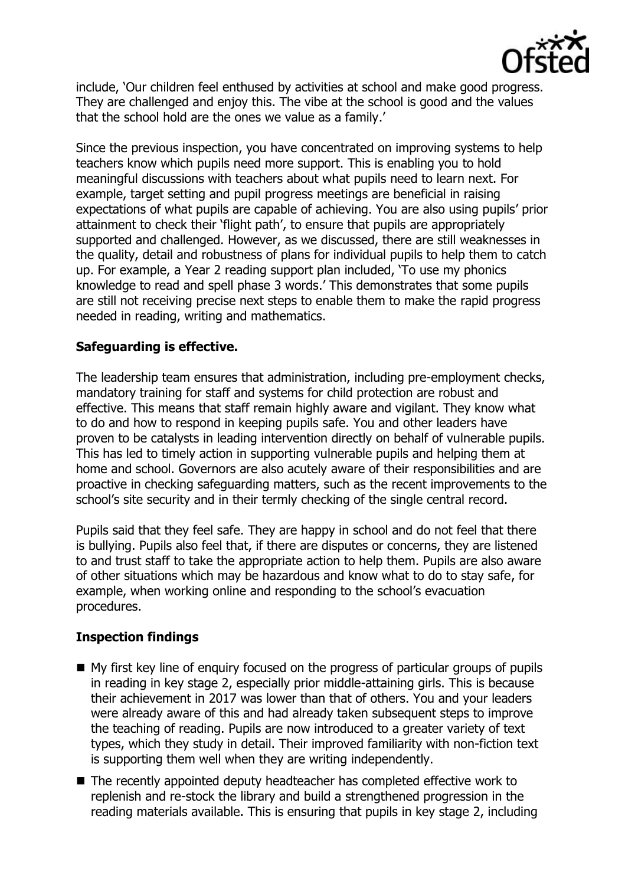include, 'Our children feel enthused by activities at school and make good progress. They are challenged and enjoy this. The vibe at the school is good and the values that the school hold are the ones we value as a family.'

Since the previous inspection, you have concentrated on improving systems to help teachers know which pupils need more support. This is enabling you to hold meaningful discussions with teachers about what pupils need to learn next. For example, target setting and pupil progress meetings are beneficial in raising expectations of what pupils are capable of achieving. You are also using pupils' prior attainment to check their 'flight path', to ensure that pupils are appropriately supported and challenged. However, as we discussed, there are still weaknesses in the quality, detail and robustness of plans for individual pupils to help them to catch up. For example, a Year 2 reading support plan included, 'To use my phonics knowledge to read and spell phase 3 words.' This demonstrates that some pupils are still not receiving precise next steps to enable them to make the rapid progress needed in reading, writing and mathematics.

**Safeguarding is effective.**

The leadership team ensures that administration, including pre-employment checks, mandatory training for staff and systems for child protection are robust and effective. This means that staff remain highly aware and vigilant. They know what to do and how to respond in keeping pupils safe. You and other leaders have proven to be catalysts in leading intervention directly on behalf of vulnerable pupils. This has led to timely action in supporting vulnerable pupils and helping them at home and school. Governors are also acutely aware of their responsibilities and are proactive in checking safeguarding matters, such as the recent improvements to the school's site security and in their termly checking of the single central record.

Pupils said that they feel safe. They are happy in school and do not feel that there is bullying. Pupils also feel that, if there are disputes or concerns, they are listened to and trust staff to take the appropriate action to help them. Pupils are also aware of other situations which may be hazardous and know what to do to stay safe, for example, when working online and responding to the school's evacuation procedures.

**Inspection findings**

- My first key line of enquiry focused on the progress of particular groups of pupils in reading in key stage 2, especially prior middle-attaining girls. This is because their achievement in 2017 was lower than that of others. You and your leaders were already aware of this and had already taken subsequent steps to improve the teaching of reading. Pupils are now introduced to a greater variety of text types, which they study in detail. Their improved familiarity with non-fiction text is supporting them well when they are writing independently.
- The recently appointed deputy headteacher has completed effective work to replenish and re-stock the library and build a strengthened progression in the reading materials available. This is ensuring that pupils in key stage 2, including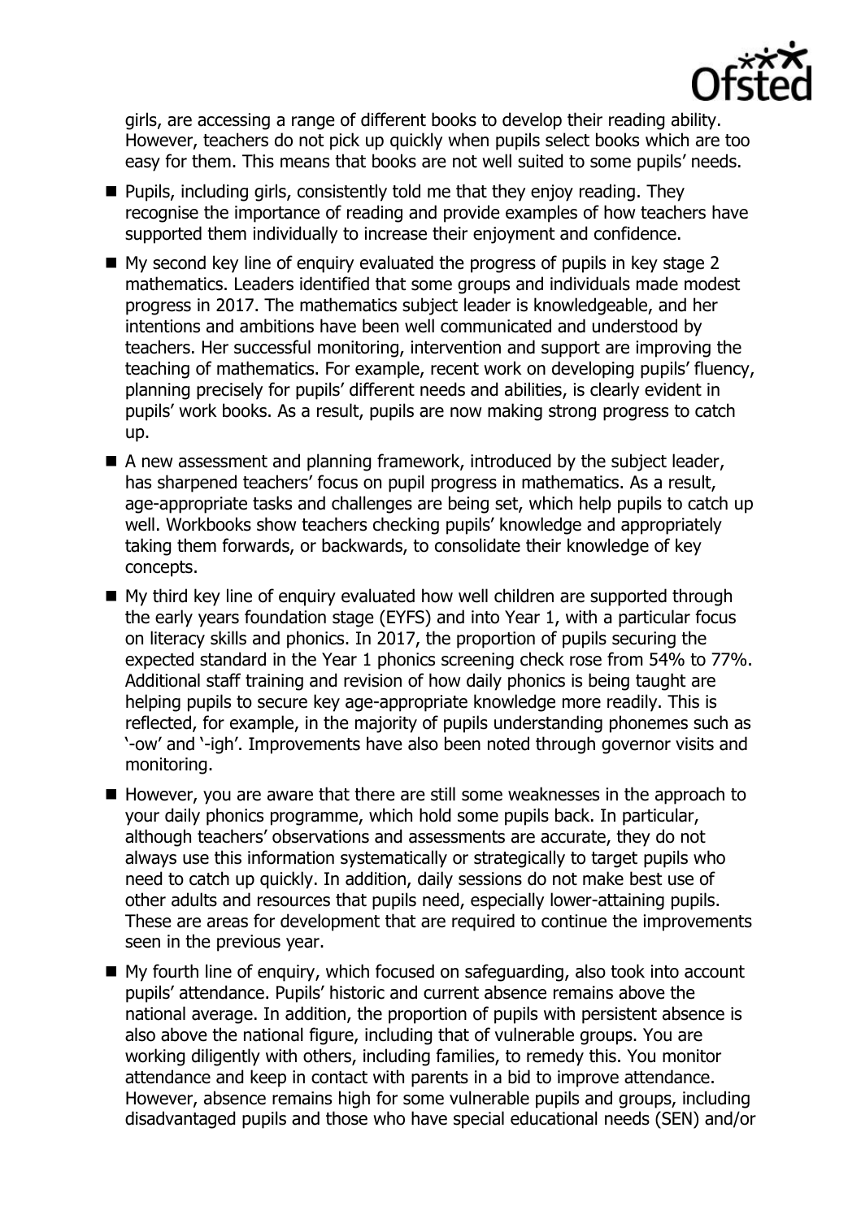girls, are accessing a range of different books to develop their reading ability. However, teachers do not pick up quickly when pupils select books which are too easy for them. This means that books are not well suited to some pupils' needs.

- Pupils, including girls, consistently told me that they enjoy reading. They recognise the importance of reading and provide examples of how teachers have supported them individually to increase their enjoyment and confidence.
- My second key line of enquiry evaluated the progress of pupils in key stage 2 mathematics. Leaders identified that some groups and individuals made modest progress in 2017. The mathematics subject leader is knowledgeable, and her intentions and ambitions have been well communicated and understood by teachers. Her successful monitoring, intervention and support are improving the teaching of mathematics. For example, recent work on developing pupils' fluency, planning precisely for pupils' different needs and abilities, is clearly evident in pupils' work books. As a result, pupils are now making strong progress to catch up.
- A new assessment and planning framework, introduced by the subject leader, has sharpened teachers' focus on pupil progress in mathematics. As a result, age-appropriate tasks and challenges are being set, which help pupils to catch up well. Workbooks show teachers checking pupils' knowledge and appropriately taking them forwards, or backwards, to consolidate their knowledge of key concepts.
- My third key line of enquiry evaluated how well children are supported through the early years foundation stage (EYFS) and into Year 1, with a particular focus on literacy skills and phonics. In 2017, the proportion of pupils securing the expected standard in the Year 1 phonics screening check rose from 54% to 77%. Additional staff training and revision of how daily phonics is being taught are helping pupils to secure key age-appropriate knowledge more readily. This is reflected, for example, in the majority of pupils understanding phonemes such as '-ow' and '-igh'. Improvements have also been noted through governor visits and monitoring.
- However, you are aware that there are still some weaknesses in the approach to your daily phonics programme, which hold some pupils back. In particular, although teachers' observations and assessments are accurate, they do not always use this information systematically or strategically to target pupils who need to catch up quickly. In addition, daily sessions do not make best use of other adults and resources that pupils need, especially lower-attaining pupils. These are areas for development that are required to continue the improvements seen in the previous year.
- My fourth line of enquiry, which focused on safeguarding, also took into account pupils' attendance. Pupils' historic and current absence remains above the national average. In addition, the proportion of pupils with persistent absence is also above the national figure, including that of vulnerable groups. You are working diligently with others, including families, to remedy this. You monitor attendance and keep in contact with parents in a bid to improve attendance. However, absence remains high for some vulnerable pupils and groups, including disadvantaged pupils and those who have special educational needs (SEN) and/or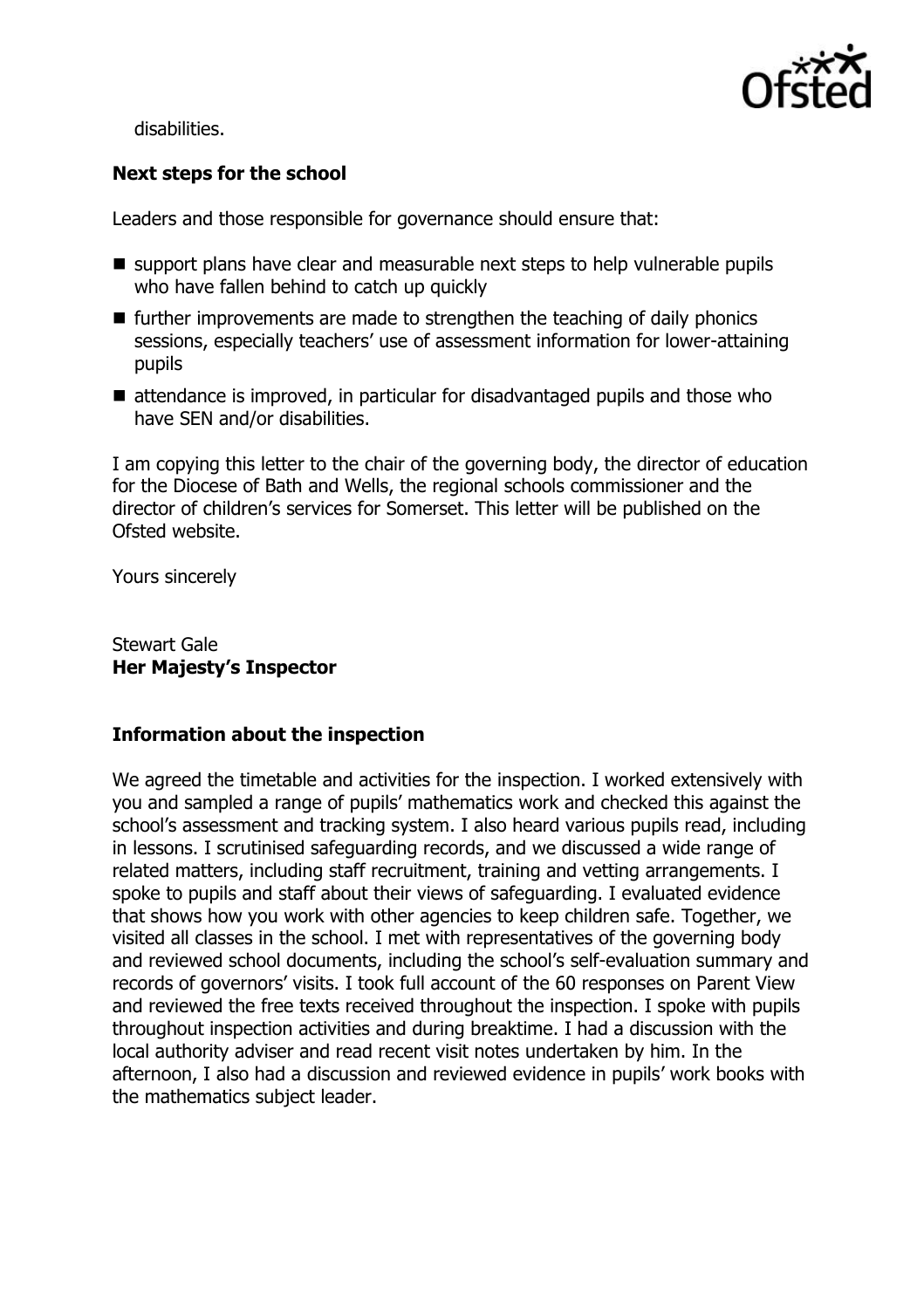disabilities.

**Next steps for the school**

Leaders and those responsible for governance should ensure that:

- support plans have clear and measurable next steps to help vulnerable pupils who have fallen behind to catch up quickly
- further improvements are made to strengthen the teaching of daily phonics sessions, especially teachers' use of assessment information for lower-attaining pupils
- attendance is improved, in particular for disadvantaged pupils and those who have SEN and/or disabilities.

I am copying this letter to the chair of the governing body, the director of education for the Diocese of Bath and Wells, the regional schools commissioner and the director of children's services for Somerset. This letter will be published on the Ofsted website.

Yours sincerely

Stewart Gale
**Her Majesty's Inspector**

**Information about the inspection**

We agreed the timetable and activities for the inspection. I worked extensively with you and sampled a range of pupils' mathematics work and checked this against the school's assessment and tracking system. I also heard various pupils read, including in lessons. I scrutinised safeguarding records, and we discussed a wide range of related matters, including staff recruitment, training and vetting arrangements. I spoke to pupils and staff about their views of safeguarding. I evaluated evidence that shows how you work with other agencies to keep children safe. Together, we visited all classes in the school. I met with representatives of the governing body and reviewed school documents, including the school's self-evaluation summary and records of governors' visits. I took full account of the 60 responses on Parent View and reviewed the free texts received throughout the inspection. I spoke with pupils throughout inspection activities and during breaktime. I had a discussion with the local authority adviser and read recent visit notes undertaken by him. In the afternoon, I also had a discussion and reviewed evidence in pupils' work books with the mathematics subject leader.